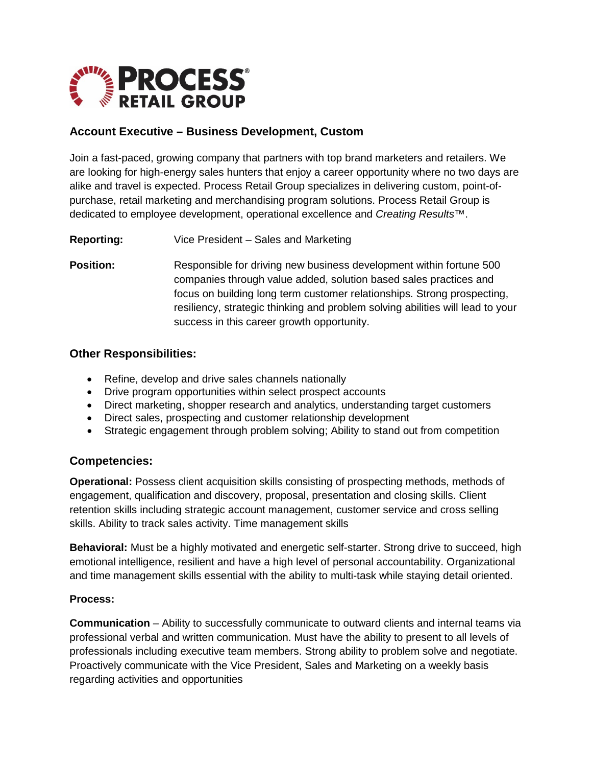PROCESS® RETAIL GROUP

## Account Executive – Business Development, Custom

Join a fast-paced, growing company that partners with top brand marketers and retailers. We are looking for high-energy sales hunters that enjoy a career opportunity where no two days are alike and travel is expected. Process Retail Group specializes in delivering custom, point-of-purchase, retail marketing and merchandising program solutions. Process Retail Group is dedicated to employee development, operational excellence and *Creating Results*™.

**Reporting:** Vice President – Sales and Marketing

**Position:** Responsible for driving new business development within fortune 500 companies through value added, solution based sales practices and focus on building long term customer relationships. Strong prospecting, resiliency, strategic thinking and problem solving abilities will lead to your success in this career growth opportunity.

### Other Responsibilities:

- Refine, develop and drive sales channels nationally
- Drive program opportunities within select prospect accounts
- Direct marketing, shopper research and analytics, understanding target customers
- Direct sales, prospecting and customer relationship development
- Strategic engagement through problem solving; Ability to stand out from competition

### Competencies:

**Operational:** Possess client acquisition skills consisting of prospecting methods, methods of engagement, qualification and discovery, proposal, presentation and closing skills. Client retention skills including strategic account management, customer service and cross selling skills. Ability to track sales activity. Time management skills

**Behavioral:** Must be a highly motivated and energetic self-starter. Strong drive to succeed, high emotional intelligence, resilient and have a high level of personal accountability. Organizational and time management skills essential with the ability to multi-task while staying detail oriented.

**Process:**

**Communication** – Ability to successfully communicate to outward clients and internal teams via professional verbal and written communication. Must have the ability to present to all levels of professionals including executive team members. Strong ability to problem solve and negotiate. Proactively communicate with the Vice President, Sales and Marketing on a weekly basis regarding activities and opportunities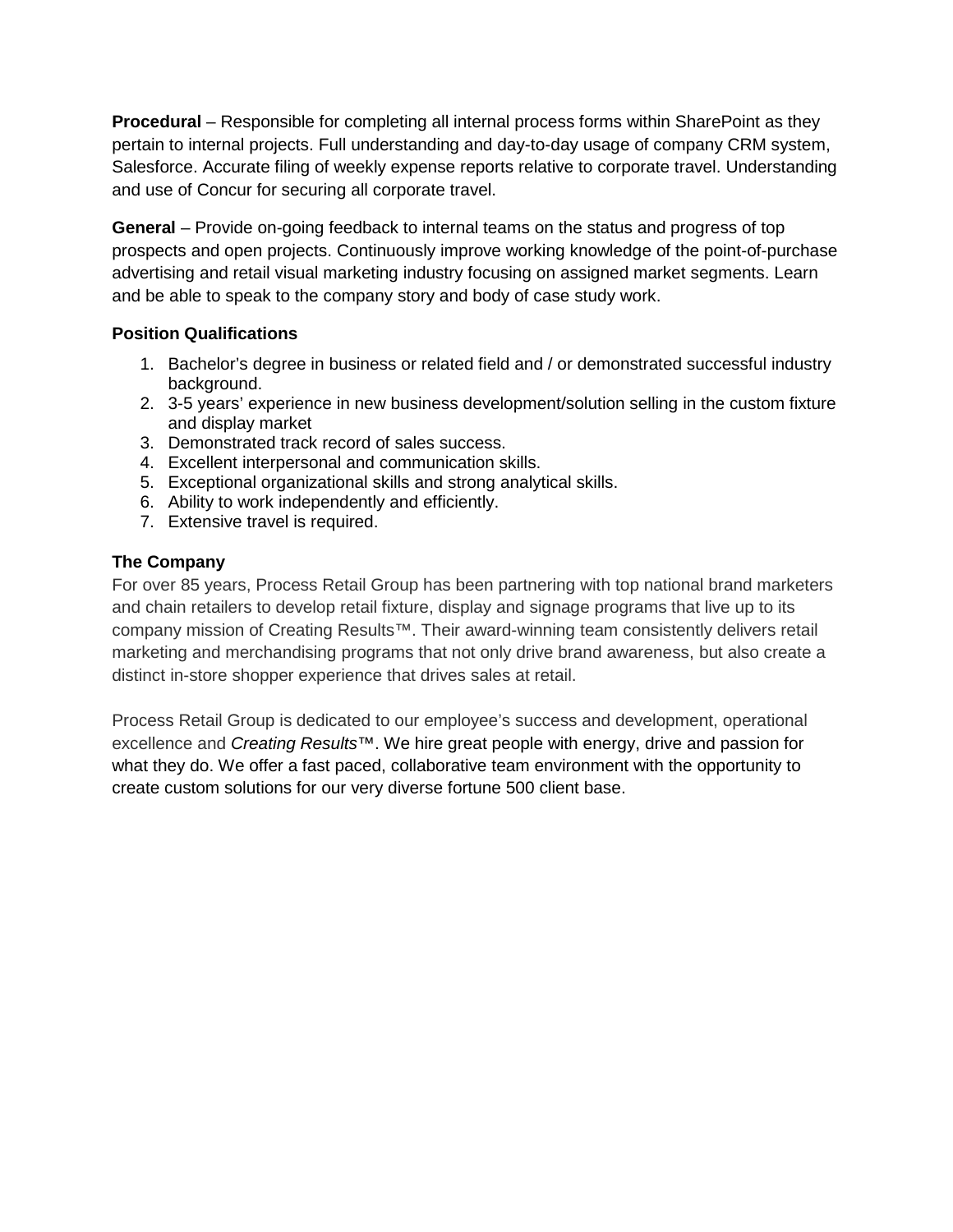**Procedural** – Responsible for completing all internal process forms within SharePoint as they pertain to internal projects. Full understanding and day-to-day usage of company CRM system, Salesforce. Accurate filing of weekly expense reports relative to corporate travel. Understanding and use of Concur for securing all corporate travel.

**General** – Provide on-going feedback to internal teams on the status and progress of top prospects and open projects. Continuously improve working knowledge of the point-of-purchase advertising and retail visual marketing industry focusing on assigned market segments. Learn and be able to speak to the company story and body of case study work.

**Position Qualifications**

1. Bachelor's degree in business or related field and / or demonstrated successful industry background.
2. 3-5 years' experience in new business development/solution selling in the custom fixture and display market
3. Demonstrated track record of sales success.
4. Excellent interpersonal and communication skills.
5. Exceptional organizational skills and strong analytical skills.
6. Ability to work independently and efficiently.
7. Extensive travel is required.

**The Company**

For over 85 years, Process Retail Group has been partnering with top national brand marketers and chain retailers to develop retail fixture, display and signage programs that live up to its company mission of Creating Results™. Their award-winning team consistently delivers retail marketing and merchandising programs that not only drive brand awareness, but also create a distinct in-store shopper experience that drives sales at retail.

Process Retail Group is dedicated to our employee's success and development, operational excellence and *Creating Results*™. We hire great people with energy, drive and passion for what they do. We offer a fast paced, collaborative team environment with the opportunity to create custom solutions for our very diverse fortune 500 client base.